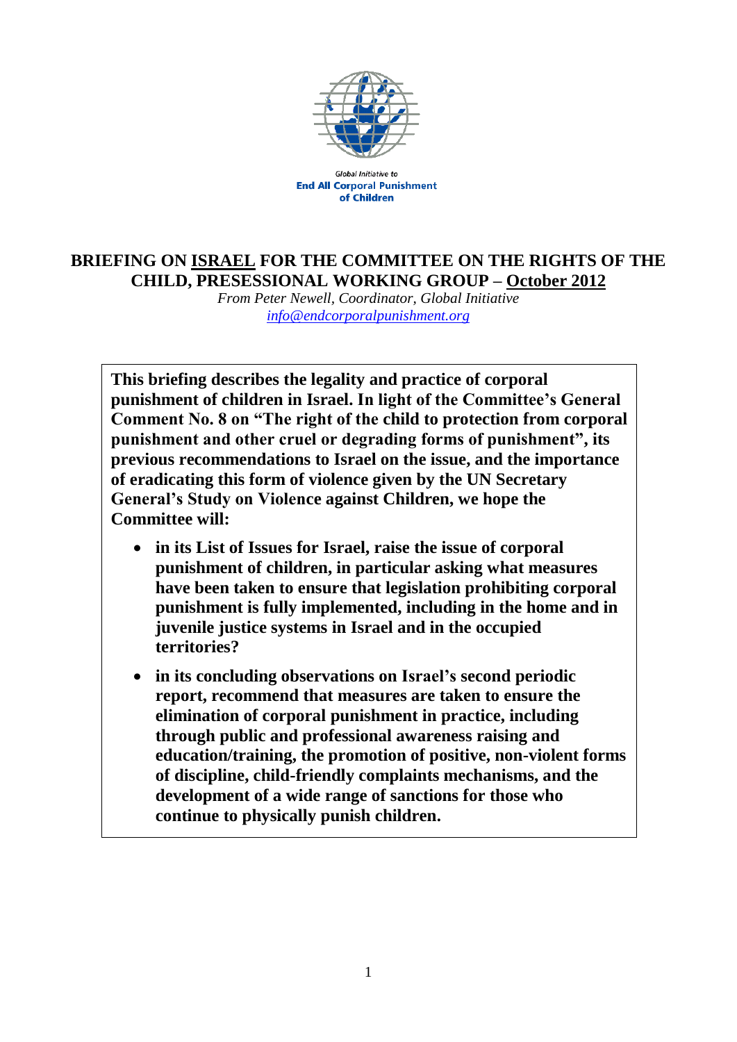Global Initiative to
**End All Corporal Punishment of Children**

# BRIEFING ON ISRAEL FOR THE COMMITTEE ON THE RIGHTS OF THE CHILD, PRESESSIONAL WORKING GROUP – October 2012

*From Peter Newell, Coordinator, Global Initiative*
*info@endcorporalpunishment.org*

**This briefing describes the legality and practice of corporal punishment of children in Israel. In light of the Committee's General Comment No. 8 on "The right of the child to protection from corporal punishment and other cruel or degrading forms of punishment", its previous recommendations to Israel on the issue, and the importance of eradicating this form of violence given by the UN Secretary General's Study on Violence against Children, we hope the Committee will:**

- **in its List of Issues for Israel, raise the issue of corporal punishment of children, in particular asking what measures have been taken to ensure that legislation prohibiting corporal punishment is fully implemented, including in the home and in juvenile justice systems in Israel and in the occupied territories?**
- **in its concluding observations on Israel's second periodic report, recommend that measures are taken to ensure the elimination of corporal punishment in practice, including through public and professional awareness raising and education/training, the promotion of positive, non-violent forms of discipline, child-friendly complaints mechanisms, and the development of a wide range of sanctions for those who continue to physically punish children.**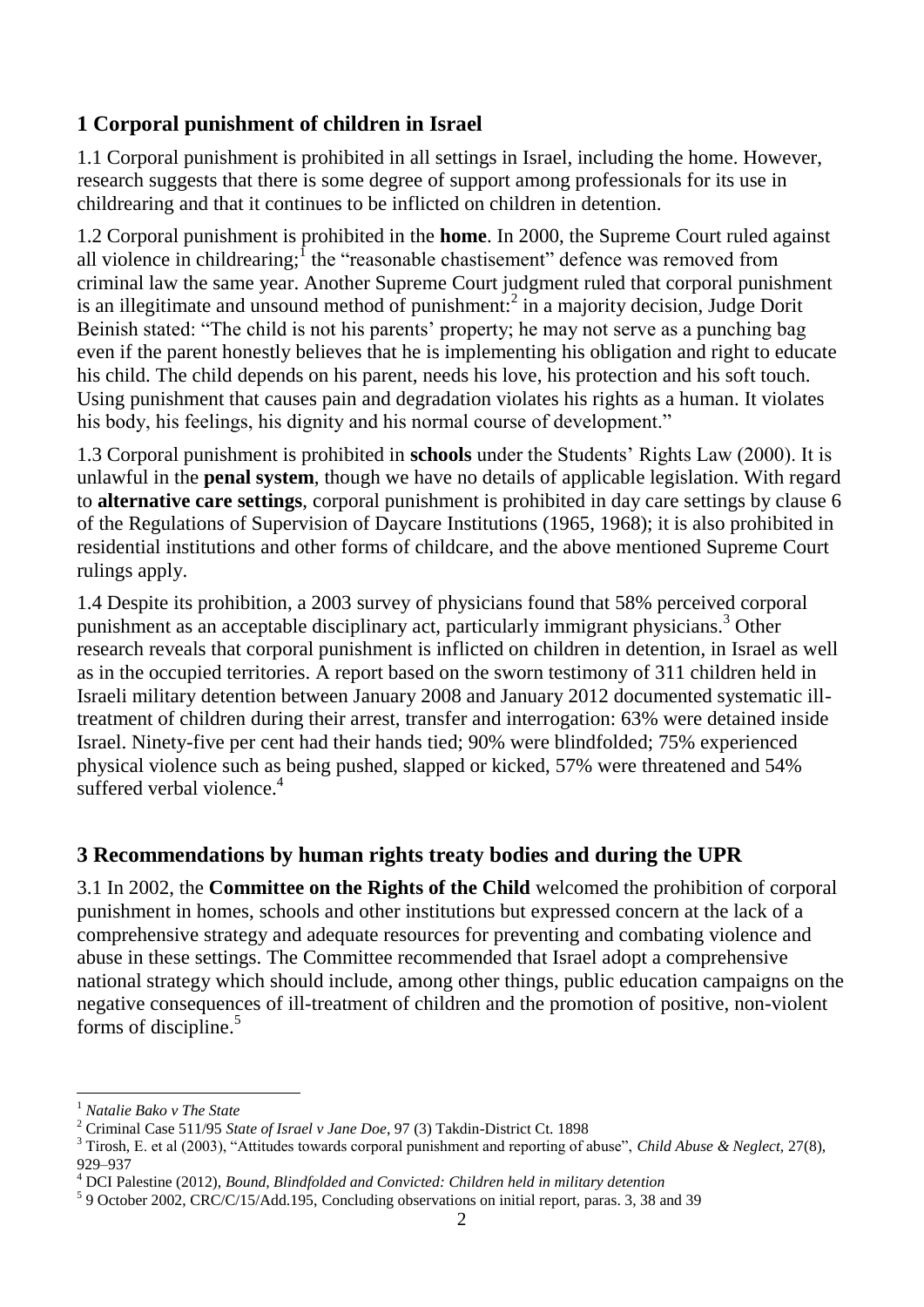## 1 Corporal punishment of children in Israel

1.1 Corporal punishment is prohibited in all settings in Israel, including the home. However, research suggests that there is some degree of support among professionals for its use in childrearing and that it continues to be inflicted on children in detention.

1.2 Corporal punishment is prohibited in the **home**. In 2000, the Supreme Court ruled against all violence in childrearing;[1] the "reasonable chastisement" defence was removed from criminal law the same year. Another Supreme Court judgment ruled that corporal punishment is an illegitimate and unsound method of punishment:[2] in a majority decision, Judge Dorit Beinish stated: "The child is not his parents' property; he may not serve as a punching bag even if the parent honestly believes that he is implementing his obligation and right to educate his child. The child depends on his parent, needs his love, his protection and his soft touch. Using punishment that causes pain and degradation violates his rights as a human. It violates his body, his feelings, his dignity and his normal course of development."

1.3 Corporal punishment is prohibited in **schools** under the Students' Rights Law (2000). It is unlawful in the **penal system**, though we have no details of applicable legislation. With regard to **alternative care settings**, corporal punishment is prohibited in day care settings by clause 6 of the Regulations of Supervision of Daycare Institutions (1965, 1968); it is also prohibited in residential institutions and other forms of childcare, and the above mentioned Supreme Court rulings apply.

1.4 Despite its prohibition, a 2003 survey of physicians found that 58% perceived corporal punishment as an acceptable disciplinary act, particularly immigrant physicians.[3] Other research reveals that corporal punishment is inflicted on children in detention, in Israel as well as in the occupied territories. A report based on the sworn testimony of 311 children held in Israeli military detention between January 2008 and January 2012 documented systematic ill-treatment of children during their arrest, transfer and interrogation: 63% were detained inside Israel. Ninety-five per cent had their hands tied; 90% were blindfolded; 75% experienced physical violence such as being pushed, slapped or kicked, 57% were threatened and 54% suffered verbal violence.[4]

## 3 Recommendations by human rights treaty bodies and during the UPR

3.1 In 2002, the **Committee on the Rights of the Child** welcomed the prohibition of corporal punishment in homes, schools and other institutions but expressed concern at the lack of a comprehensive strategy and adequate resources for preventing and combating violence and abuse in these settings. The Committee recommended that Israel adopt a comprehensive national strategy which should include, among other things, public education campaigns on the negative consequences of ill-treatment of children and the promotion of positive, non-violent forms of discipline.[5]

---

[1] *Natalie Bako v The State*

[2] Criminal Case 511/95 *State of Israel v Jane Doe*, 97 (3) Takdin-District Ct. 1898

[3] Tirosh, E. et al (2003), "Attitudes towards corporal punishment and reporting of abuse", *Child Abuse & Neglect*, 27(8), 929–937

[4] DCI Palestine (2012), *Bound, Blindfolded and Convicted: Children held in military detention*

[5] 9 October 2002, CRC/C/15/Add.195, Concluding observations on initial report, paras. 3, 38 and 39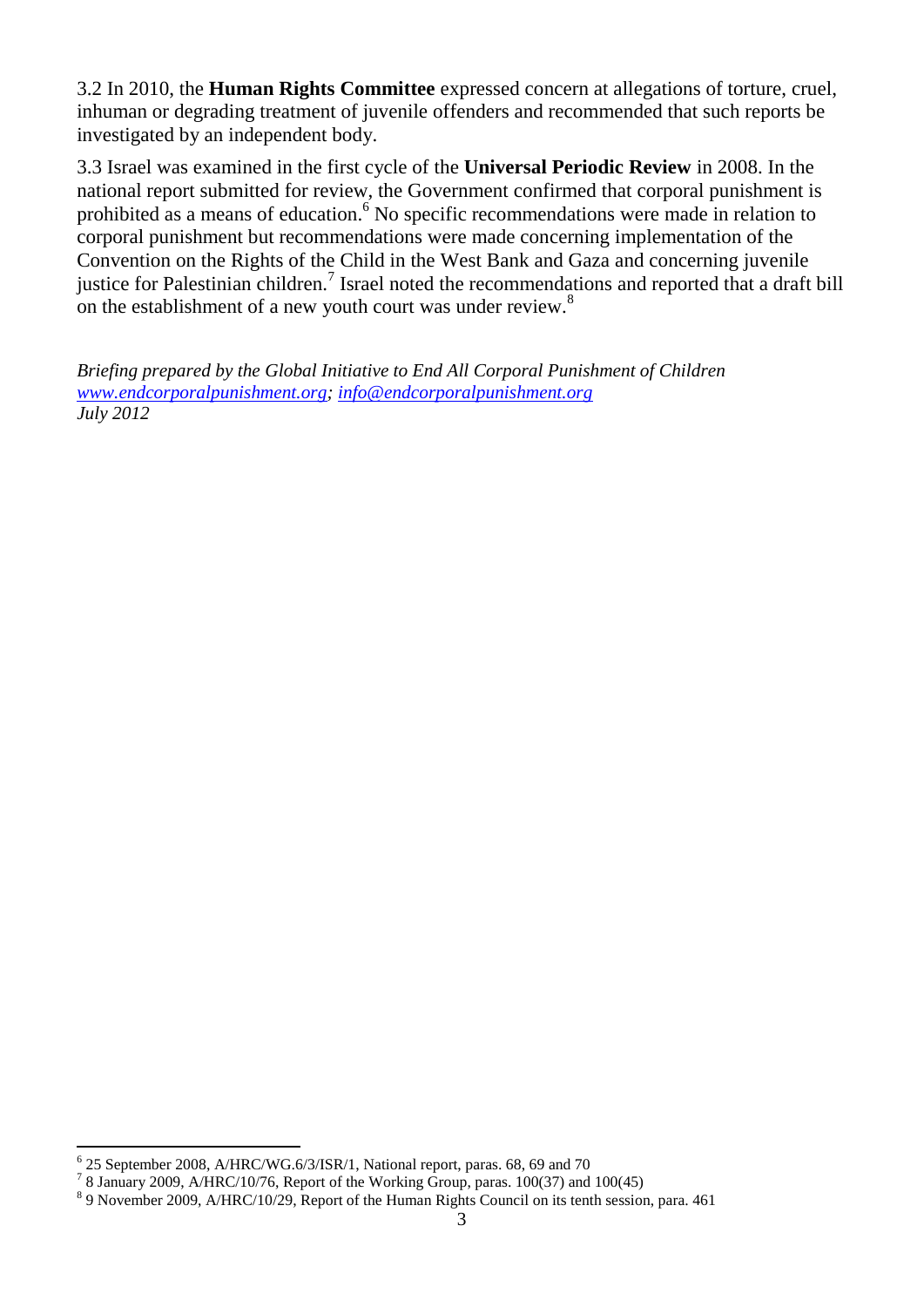3.2 In 2010, the **Human Rights Committee** expressed concern at allegations of torture, cruel, inhuman or degrading treatment of juvenile offenders and recommended that such reports be investigated by an independent body.

3.3 Israel was examined in the first cycle of the **Universal Periodic Review** in 2008. In the national report submitted for review, the Government confirmed that corporal punishment is prohibited as a means of education.[6] No specific recommendations were made in relation to corporal punishment but recommendations were made concerning implementation of the Convention on the Rights of the Child in the West Bank and Gaza and concerning juvenile justice for Palestinian children.[7] Israel noted the recommendations and reported that a draft bill on the establishment of a new youth court was under review.[8]

*Briefing prepared by the Global Initiative to End All Corporal Punishment of Children*
*www.endcorporalpunishment.org; info@endcorporalpunishment.org*
*July 2012*

---

[6] 25 September 2008, A/HRC/WG.6/3/ISR/1, National report, paras. 68, 69 and 70

[7] 8 January 2009, A/HRC/10/76, Report of the Working Group, paras. 100(37) and 100(45)

[8] 9 November 2009, A/HRC/10/29, Report of the Human Rights Council on its tenth session, para. 461